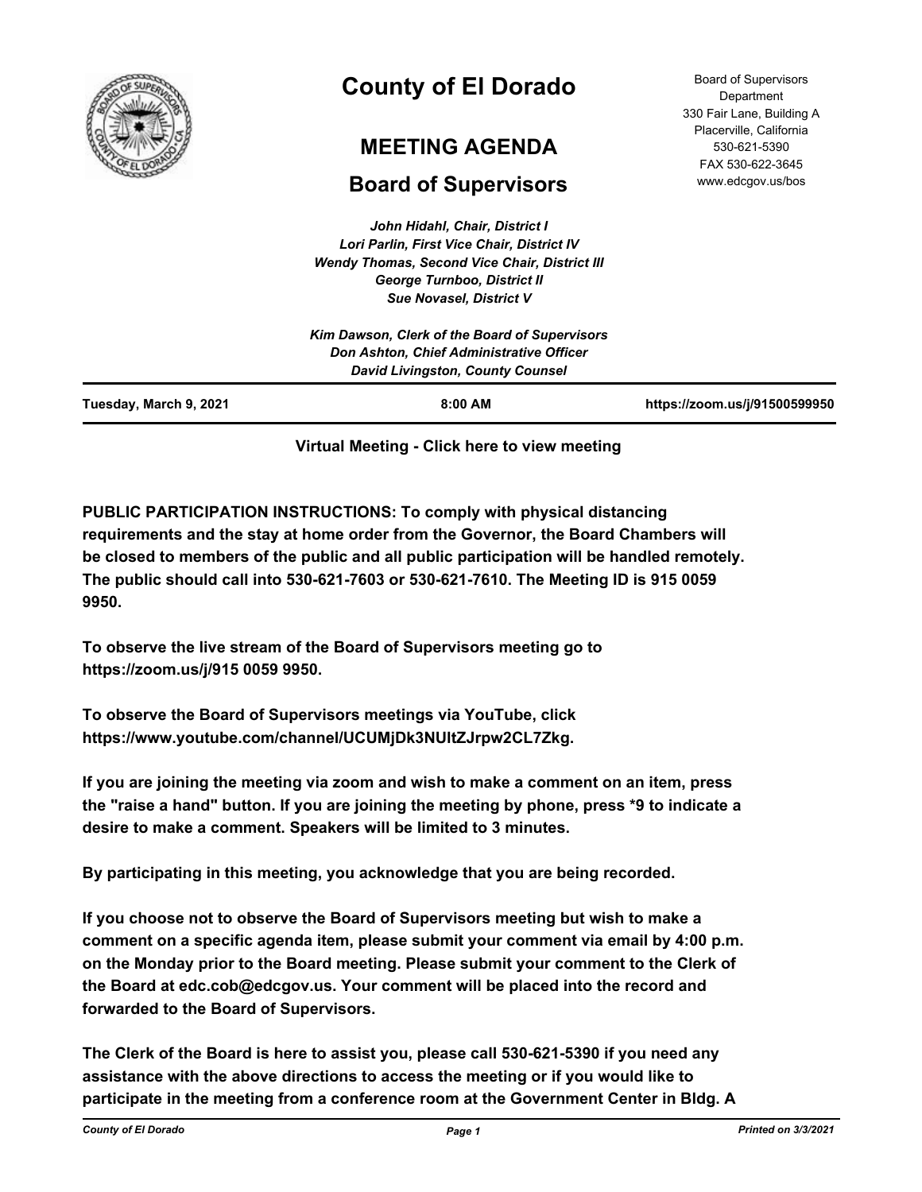# County of El Dorado

## MEETING AGENDA

## Board of Supervisors

Board of Supervisors Department
330 Fair Lane, Building A
Placerville, California
530-621-5390
FAX 530-622-3645
www.edcgov.us/bos

*John Hidahl, Chair, District I*
*Lori Parlin, First Vice Chair, District IV*
*Wendy Thomas, Second Vice Chair, District III*
*George Turnboo, District II*
*Sue Novasel, District V*

*Kim Dawson, Clerk of the Board of Supervisors*
*Don Ashton, Chief Administrative Officer*
*David Livingston, County Counsel*

| Tuesday, March 9, 2021 | 8:00 AM | https://zoom.us/j/91500599950 |
|---|---|---|

**Virtual Meeting - Click here to view meeting**

**PUBLIC PARTICIPATION INSTRUCTIONS: To comply with physical distancing requirements and the stay at home order from the Governor, the Board Chambers will be closed to members of the public and all public participation will be handled remotely. The public should call into 530-621-7603 or 530-621-7610. The Meeting ID is 915 0059 9950.**

**To observe the live stream of the Board of Supervisors meeting go to https://zoom.us/j/915 0059 9950.**

**To observe the Board of Supervisors meetings via YouTube, click https://www.youtube.com/channel/UCUMjDk3NUltZJrpw2CL7Zkg.**

**If you are joining the meeting via zoom and wish to make a comment on an item, press the "raise a hand" button. If you are joining the meeting by phone, press *9 to indicate a desire to make a comment. Speakers will be limited to 3 minutes.**

**By participating in this meeting, you acknowledge that you are being recorded.**

**If you choose not to observe the Board of Supervisors meeting but wish to make a comment on a specific agenda item, please submit your comment via email by 4:00 p.m. on the Monday prior to the Board meeting. Please submit your comment to the Clerk of the Board at edc.cob@edcgov.us. Your comment will be placed into the record and forwarded to the Board of Supervisors.**

**The Clerk of the Board is here to assist you, please call 530-621-5390 if you need any assistance with the above directions to access the meeting or if you would like to participate in the meeting from a conference room at the Government Center in Bldg. A**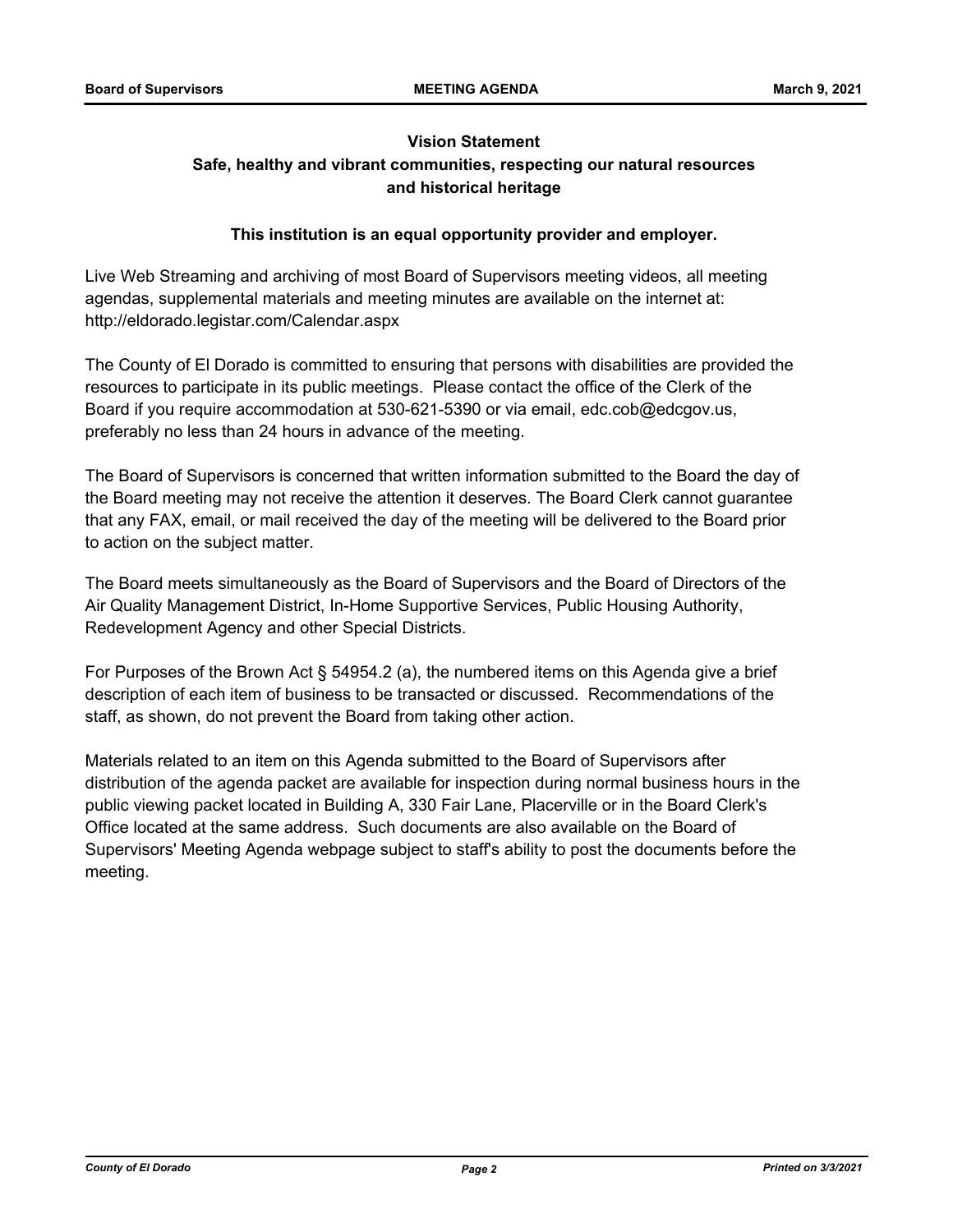**Vision Statement**

**Safe, healthy and vibrant communities, respecting our natural resources and historical heritage**

**This institution is an equal opportunity provider and employer.**

Live Web Streaming and archiving of most Board of Supervisors meeting videos, all meeting agendas, supplemental materials and meeting minutes are available on the internet at: http://eldorado.legistar.com/Calendar.aspx

The County of El Dorado is committed to ensuring that persons with disabilities are provided the resources to participate in its public meetings. Please contact the office of the Clerk of the Board if you require accommodation at 530-621-5390 or via email, edc.cob@edcgov.us, preferably no less than 24 hours in advance of the meeting.

The Board of Supervisors is concerned that written information submitted to the Board the day of the Board meeting may not receive the attention it deserves. The Board Clerk cannot guarantee that any FAX, email, or mail received the day of the meeting will be delivered to the Board prior to action on the subject matter.

The Board meets simultaneously as the Board of Supervisors and the Board of Directors of the Air Quality Management District, In-Home Supportive Services, Public Housing Authority, Redevelopment Agency and other Special Districts.

For Purposes of the Brown Act § 54954.2 (a), the numbered items on this Agenda give a brief description of each item of business to be transacted or discussed. Recommendations of the staff, as shown, do not prevent the Board from taking other action.

Materials related to an item on this Agenda submitted to the Board of Supervisors after distribution of the agenda packet are available for inspection during normal business hours in the public viewing packet located in Building A, 330 Fair Lane, Placerville or in the Board Clerk's Office located at the same address. Such documents are also available on the Board of Supervisors' Meeting Agenda webpage subject to staff's ability to post the documents before the meeting.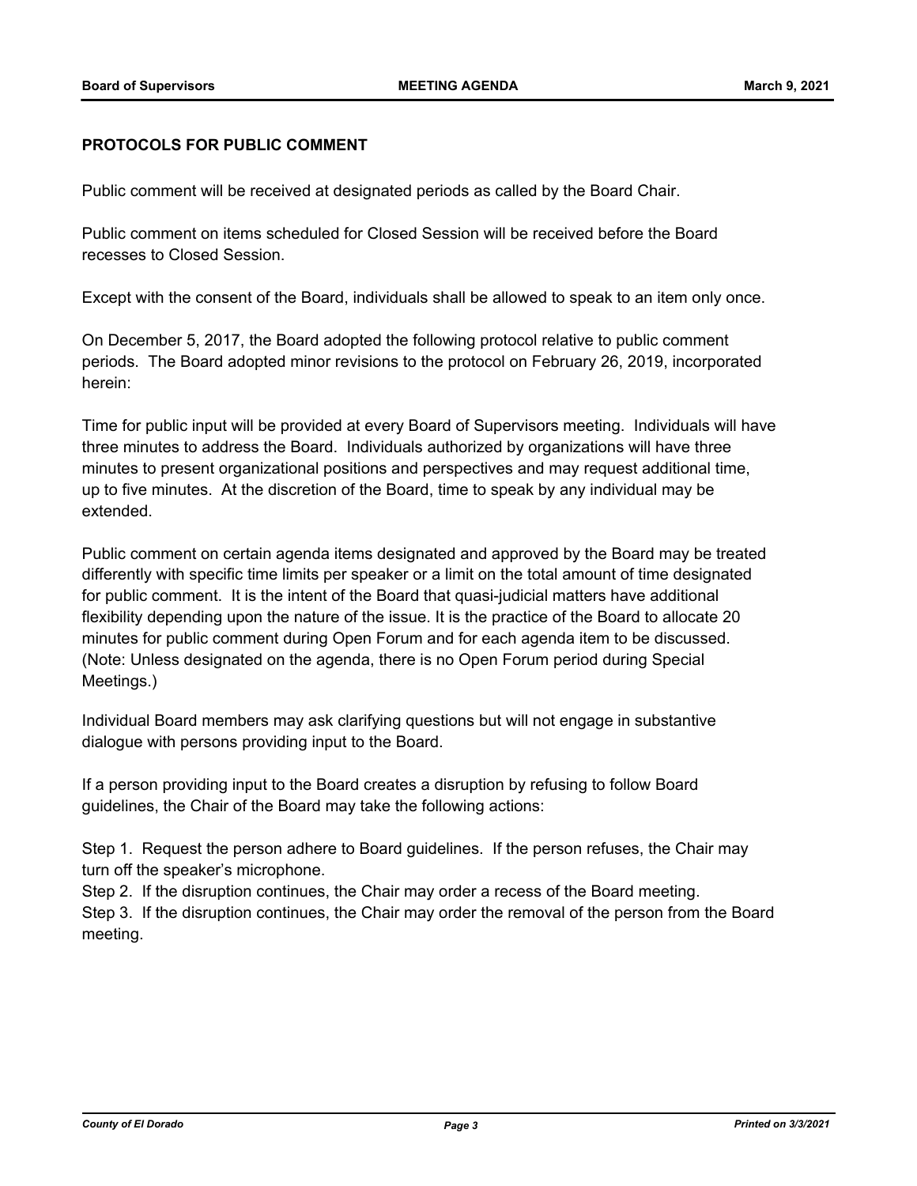**PROTOCOLS FOR PUBLIC COMMENT**

Public comment will be received at designated periods as called by the Board Chair.

Public comment on items scheduled for Closed Session will be received before the Board recesses to Closed Session.

Except with the consent of the Board, individuals shall be allowed to speak to an item only once.

On December 5, 2017, the Board adopted the following protocol relative to public comment periods. The Board adopted minor revisions to the protocol on February 26, 2019, incorporated herein:

Time for public input will be provided at every Board of Supervisors meeting. Individuals will have three minutes to address the Board. Individuals authorized by organizations will have three minutes to present organizational positions and perspectives and may request additional time, up to five minutes. At the discretion of the Board, time to speak by any individual may be extended.

Public comment on certain agenda items designated and approved by the Board may be treated differently with specific time limits per speaker or a limit on the total amount of time designated for public comment. It is the intent of the Board that quasi-judicial matters have additional flexibility depending upon the nature of the issue. It is the practice of the Board to allocate 20 minutes for public comment during Open Forum and for each agenda item to be discussed. (Note: Unless designated on the agenda, there is no Open Forum period during Special Meetings.)

Individual Board members may ask clarifying questions but will not engage in substantive dialogue with persons providing input to the Board.

If a person providing input to the Board creates a disruption by refusing to follow Board guidelines, the Chair of the Board may take the following actions:

Step 1. Request the person adhere to Board guidelines. If the person refuses, the Chair may turn off the speaker's microphone.

Step 2. If the disruption continues, the Chair may order a recess of the Board meeting.

Step 3. If the disruption continues, the Chair may order the removal of the person from the Board meeting.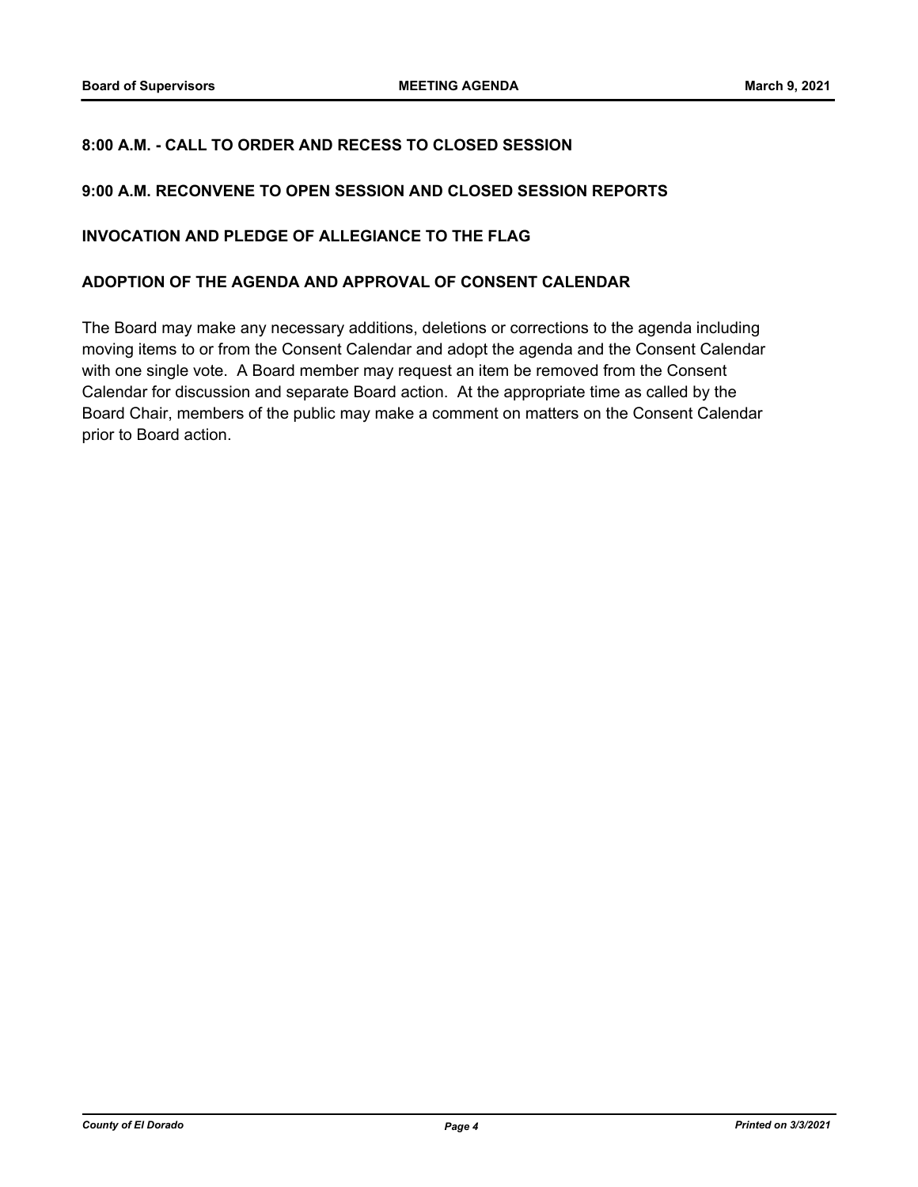## 8:00 A.M. - CALL TO ORDER AND RECESS TO CLOSED SESSION

## 9:00 A.M. RECONVENE TO OPEN SESSION AND CLOSED SESSION REPORTS

## INVOCATION AND PLEDGE OF ALLEGIANCE TO THE FLAG

## ADOPTION OF THE AGENDA AND APPROVAL OF CONSENT CALENDAR

The Board may make any necessary additions, deletions or corrections to the agenda including moving items to or from the Consent Calendar and adopt the agenda and the Consent Calendar with one single vote. A Board member may request an item be removed from the Consent Calendar for discussion and separate Board action. At the appropriate time as called by the Board Chair, members of the public may make a comment on matters on the Consent Calendar prior to Board action.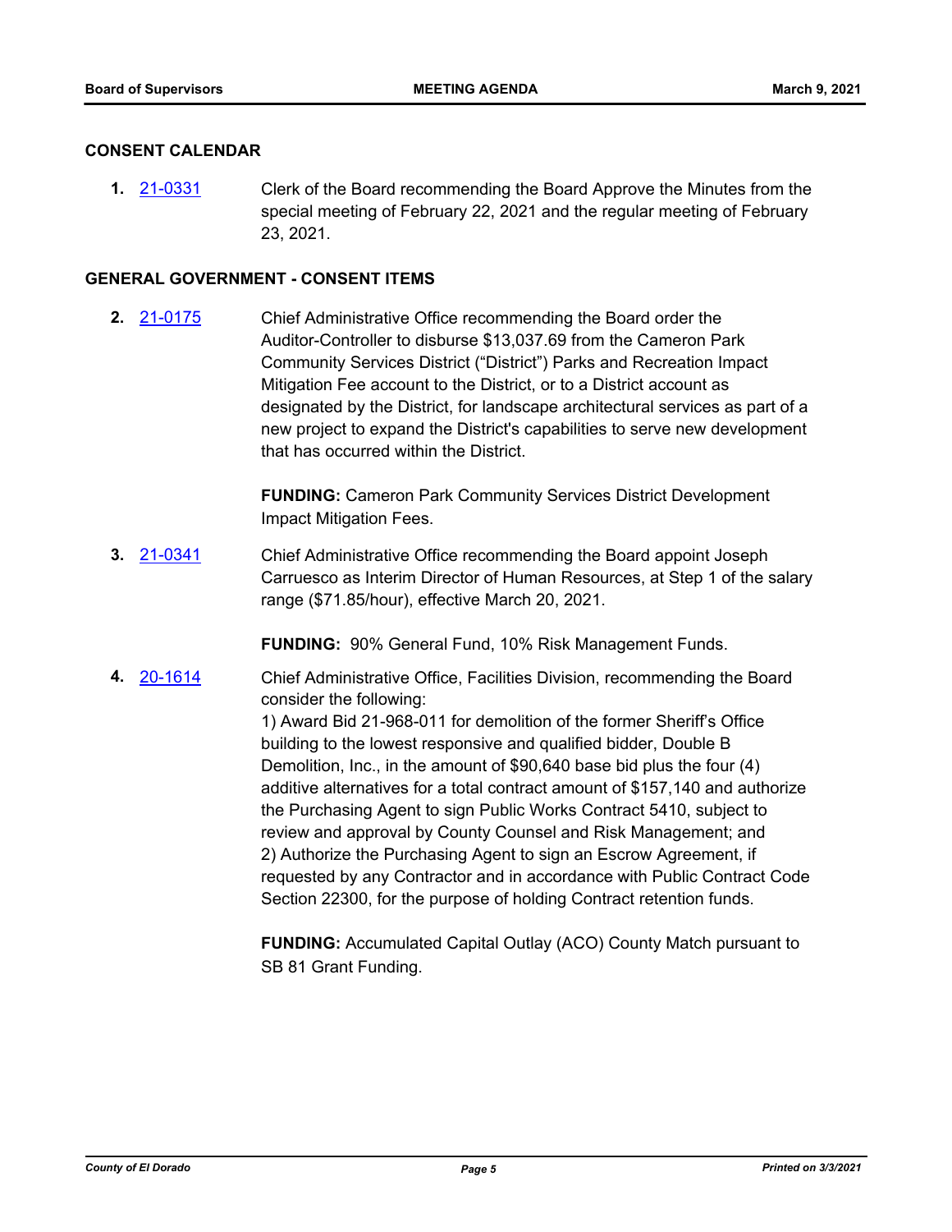## CONSENT CALENDAR

**1.** 21-0331 Clerk of the Board recommending the Board Approve the Minutes from the special meeting of February 22, 2021 and the regular meeting of February 23, 2021.

## GENERAL GOVERNMENT - CONSENT ITEMS

**2.** 21-0175 Chief Administrative Office recommending the Board order the Auditor-Controller to disburse $13,037.69 from the Cameron Park Community Services District ("District") Parks and Recreation Impact Mitigation Fee account to the District, or to a District account as designated by the District, for landscape architectural services as part of a new project to expand the District's capabilities to serve new development that has occurred within the District.

**FUNDING:** Cameron Park Community Services District Development Impact Mitigation Fees.

**3.** 21-0341 Chief Administrative Office recommending the Board appoint Joseph Carruesco as Interim Director of Human Resources, at Step 1 of the salary range ($71.85/hour), effective March 20, 2021.

**FUNDING:** 90% General Fund, 10% Risk Management Funds.

**4.** 20-1614 Chief Administrative Office, Facilities Division, recommending the Board consider the following:
1) Award Bid 21-968-011 for demolition of the former Sheriff's Office building to the lowest responsive and qualified bidder, Double B Demolition, Inc., in the amount of $90,640 base bid plus the four (4) additive alternatives for a total contract amount of $157,140 and authorize the Purchasing Agent to sign Public Works Contract 5410, subject to review and approval by County Counsel and Risk Management; and
2) Authorize the Purchasing Agent to sign an Escrow Agreement, if requested by any Contractor and in accordance with Public Contract Code Section 22300, for the purpose of holding Contract retention funds.

**FUNDING:** Accumulated Capital Outlay (ACO) County Match pursuant to SB 81 Grant Funding.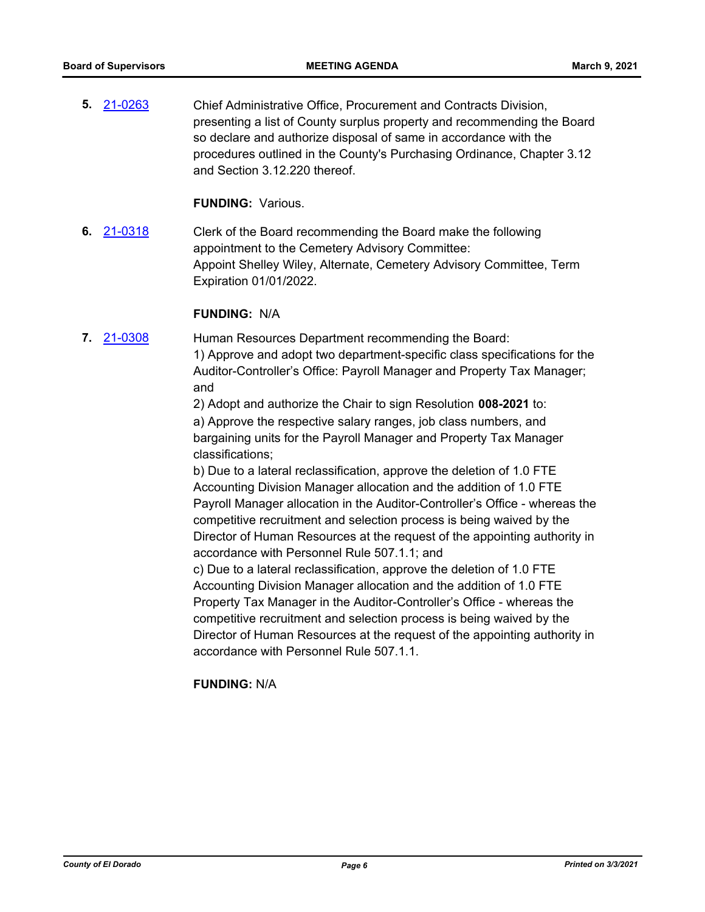**5.** 21-0263 Chief Administrative Office, Procurement and Contracts Division, presenting a list of County surplus property and recommending the Board so declare and authorize disposal of same in accordance with the procedures outlined in the County's Purchasing Ordinance, Chapter 3.12 and Section 3.12.220 thereof.

**FUNDING:** Various.

**6.** 21-0318 Clerk of the Board recommending the Board make the following appointment to the Cemetery Advisory Committee:
Appoint Shelley Wiley, Alternate, Cemetery Advisory Committee, Term Expiration 01/01/2022.

**FUNDING:** N/A

**7.** 21-0308 Human Resources Department recommending the Board:
1) Approve and adopt two department-specific class specifications for the Auditor-Controller's Office: Payroll Manager and Property Tax Manager; and
2) Adopt and authorize the Chair to sign Resolution **008-2021** to:
a) Approve the respective salary ranges, job class numbers, and bargaining units for the Payroll Manager and Property Tax Manager classifications;
b) Due to a lateral reclassification, approve the deletion of 1.0 FTE Accounting Division Manager allocation and the addition of 1.0 FTE Payroll Manager allocation in the Auditor-Controller's Office - whereas the competitive recruitment and selection process is being waived by the Director of Human Resources at the request of the appointing authority in accordance with Personnel Rule 507.1.1; and
c) Due to a lateral reclassification, approve the deletion of 1.0 FTE Accounting Division Manager allocation and the addition of 1.0 FTE Property Tax Manager in the Auditor-Controller's Office - whereas the competitive recruitment and selection process is being waived by the Director of Human Resources at the request of the appointing authority in accordance with Personnel Rule 507.1.1.

**FUNDING:** N/A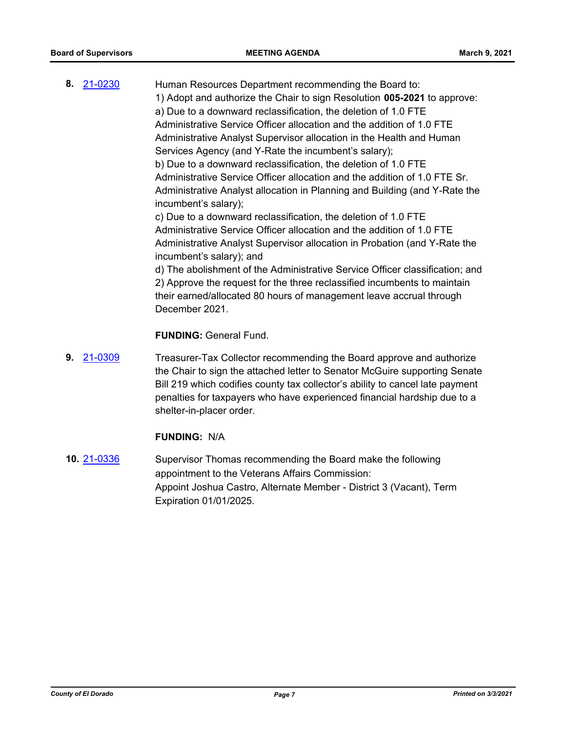**8.** 21-0230

Human Resources Department recommending the Board to:
1) Adopt and authorize the Chair to sign Resolution **005-2021** to approve:
a) Due to a downward reclassification, the deletion of 1.0 FTE Administrative Service Officer allocation and the addition of 1.0 FTE Administrative Analyst Supervisor allocation in the Health and Human Services Agency (and Y-Rate the incumbent's salary);
b) Due to a downward reclassification, the deletion of 1.0 FTE Administrative Service Officer allocation and the addition of 1.0 FTE Sr. Administrative Analyst allocation in Planning and Building (and Y-Rate the incumbent's salary);
c) Due to a downward reclassification, the deletion of 1.0 FTE Administrative Service Officer allocation and the addition of 1.0 FTE Administrative Analyst Supervisor allocation in Probation (and Y-Rate the incumbent's salary); and
d) The abolishment of the Administrative Service Officer classification; and
2) Approve the request for the three reclassified incumbents to maintain their earned/allocated 80 hours of management leave accrual through December 2021.

**FUNDING:** General Fund.

**9.** 21-0309

Treasurer-Tax Collector recommending the Board approve and authorize the Chair to sign the attached letter to Senator McGuire supporting Senate Bill 219 which codifies county tax collector's ability to cancel late payment penalties for taxpayers who have experienced financial hardship due to a shelter-in-placer order.

**FUNDING:** N/A

**10.** 21-0336

Supervisor Thomas recommending the Board make the following appointment to the Veterans Affairs Commission:
Appoint Joshua Castro, Alternate Member - District 3 (Vacant), Term Expiration 01/01/2025.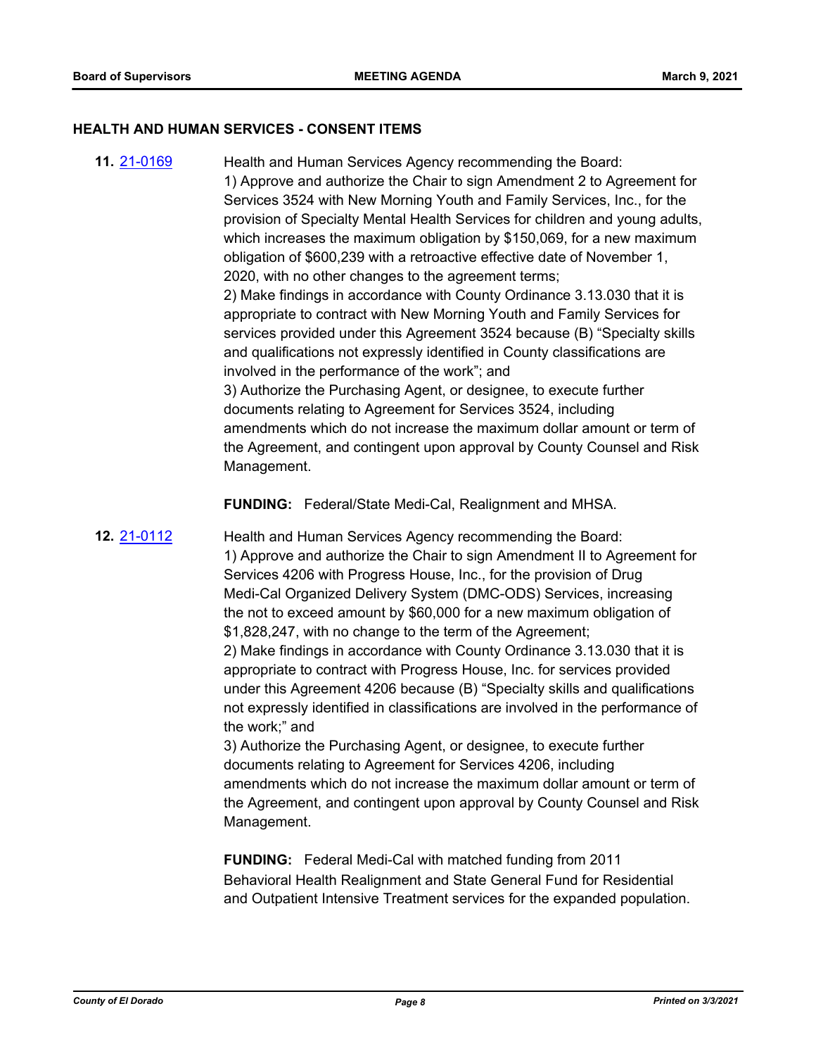## HEALTH AND HUMAN SERVICES - CONSENT ITEMS

**11.** [21-0169](21-0169) Health and Human Services Agency recommending the Board:

1) Approve and authorize the Chair to sign Amendment 2 to Agreement for Services 3524 with New Morning Youth and Family Services, Inc., for the provision of Specialty Mental Health Services for children and young adults, which increases the maximum obligation by $150,069, for a new maximum obligation of $600,239 with a retroactive effective date of November 1, 2020, with no other changes to the agreement terms;

2) Make findings in accordance with County Ordinance 3.13.030 that it is appropriate to contract with New Morning Youth and Family Services for services provided under this Agreement 3524 because (B) "Specialty skills and qualifications not expressly identified in County classifications are involved in the performance of the work"; and

3) Authorize the Purchasing Agent, or designee, to execute further documents relating to Agreement for Services 3524, including amendments which do not increase the maximum dollar amount or term of the Agreement, and contingent upon approval by County Counsel and Risk Management.

**FUNDING:** Federal/State Medi-Cal, Realignment and MHSA.

**12.** [21-0112](21-0112) Health and Human Services Agency recommending the Board:

1) Approve and authorize the Chair to sign Amendment II to Agreement for Services 4206 with Progress House, Inc., for the provision of Drug Medi-Cal Organized Delivery System (DMC-ODS) Services, increasing the not to exceed amount by $60,000 for a new maximum obligation of $1,828,247, with no change to the term of the Agreement;

2) Make findings in accordance with County Ordinance 3.13.030 that it is appropriate to contract with Progress House, Inc. for services provided under this Agreement 4206 because (B) "Specialty skills and qualifications not expressly identified in classifications are involved in the performance of the work;" and

3) Authorize the Purchasing Agent, or designee, to execute further documents relating to Agreement for Services 4206, including amendments which do not increase the maximum dollar amount or term of the Agreement, and contingent upon approval by County Counsel and Risk Management.

**FUNDING:** Federal Medi-Cal with matched funding from 2011 Behavioral Health Realignment and State General Fund for Residential and Outpatient Intensive Treatment services for the expanded population.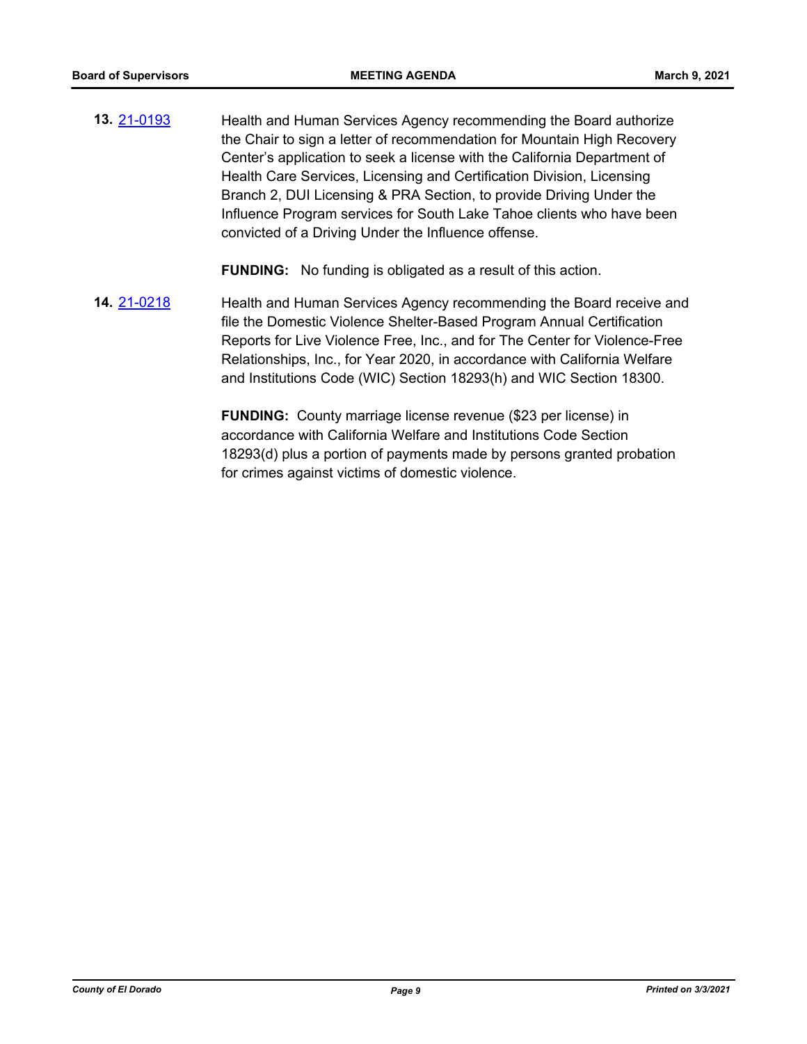**13.** [21-0193](21-0193) Health and Human Services Agency recommending the Board authorize the Chair to sign a letter of recommendation for Mountain High Recovery Center's application to seek a license with the California Department of Health Care Services, Licensing and Certification Division, Licensing Branch 2, DUI Licensing & PRA Section, to provide Driving Under the Influence Program services for South Lake Tahoe clients who have been convicted of a Driving Under the Influence offense.

**FUNDING:** No funding is obligated as a result of this action.

**14.** [21-0218](21-0218) Health and Human Services Agency recommending the Board receive and file the Domestic Violence Shelter-Based Program Annual Certification Reports for Live Violence Free, Inc., and for The Center for Violence-Free Relationships, Inc., for Year 2020, in accordance with California Welfare and Institutions Code (WIC) Section 18293(h) and WIC Section 18300.

**FUNDING:** County marriage license revenue ($23 per license) in accordance with California Welfare and Institutions Code Section 18293(d) plus a portion of payments made by persons granted probation for crimes against victims of domestic violence.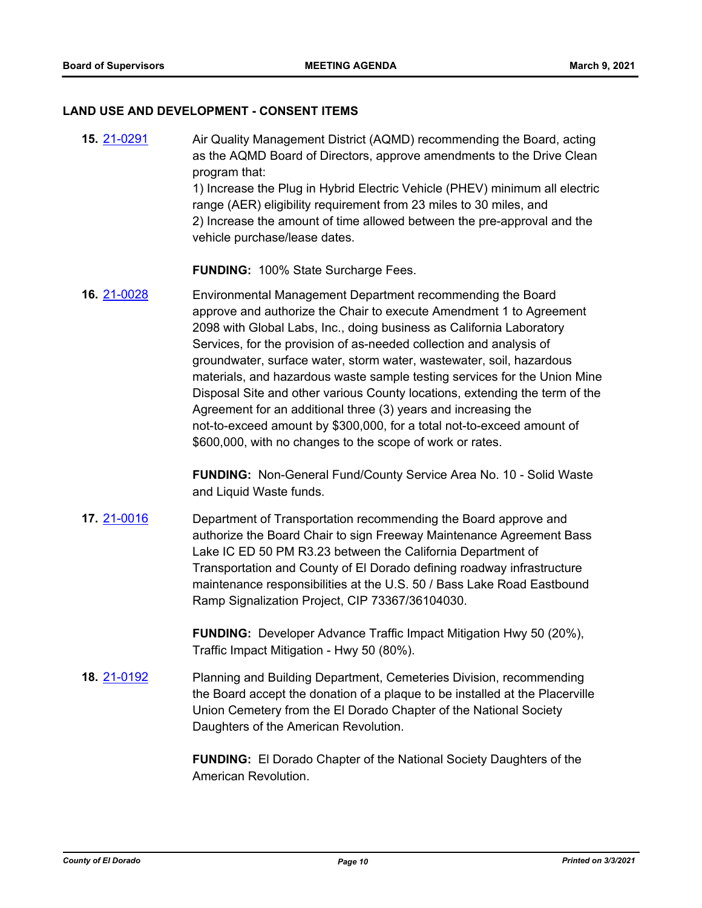## LAND USE AND DEVELOPMENT - CONSENT ITEMS

**15.** 21-0291

Air Quality Management District (AQMD) recommending the Board, acting as the AQMD Board of Directors, approve amendments to the Drive Clean program that:
1) Increase the Plug in Hybrid Electric Vehicle (PHEV) minimum all electric range (AER) eligibility requirement from 23 miles to 30 miles, and
2) Increase the amount of time allowed between the pre-approval and the vehicle purchase/lease dates.

**FUNDING:** 100% State Surcharge Fees.

**16.** 21-0028

Environmental Management Department recommending the Board approve and authorize the Chair to execute Amendment 1 to Agreement 2098 with Global Labs, Inc., doing business as California Laboratory Services, for the provision of as-needed collection and analysis of groundwater, surface water, storm water, wastewater, soil, hazardous materials, and hazardous waste sample testing services for the Union Mine Disposal Site and other various County locations, extending the term of the Agreement for an additional three (3) years and increasing the not-to-exceed amount by $300,000, for a total not-to-exceed amount of $600,000, with no changes to the scope of work or rates.

**FUNDING:** Non-General Fund/County Service Area No. 10 - Solid Waste and Liquid Waste funds.

**17.** 21-0016

Department of Transportation recommending the Board approve and authorize the Board Chair to sign Freeway Maintenance Agreement Bass Lake IC ED 50 PM R3.23 between the California Department of Transportation and County of El Dorado defining roadway infrastructure maintenance responsibilities at the U.S. 50 / Bass Lake Road Eastbound Ramp Signalization Project, CIP 73367/36104030.

**FUNDING:** Developer Advance Traffic Impact Mitigation Hwy 50 (20%), Traffic Impact Mitigation - Hwy 50 (80%).

**18.** 21-0192

Planning and Building Department, Cemeteries Division, recommending the Board accept the donation of a plaque to be installed at the Placerville Union Cemetery from the El Dorado Chapter of the National Society Daughters of the American Revolution.

**FUNDING:** El Dorado Chapter of the National Society Daughters of the American Revolution.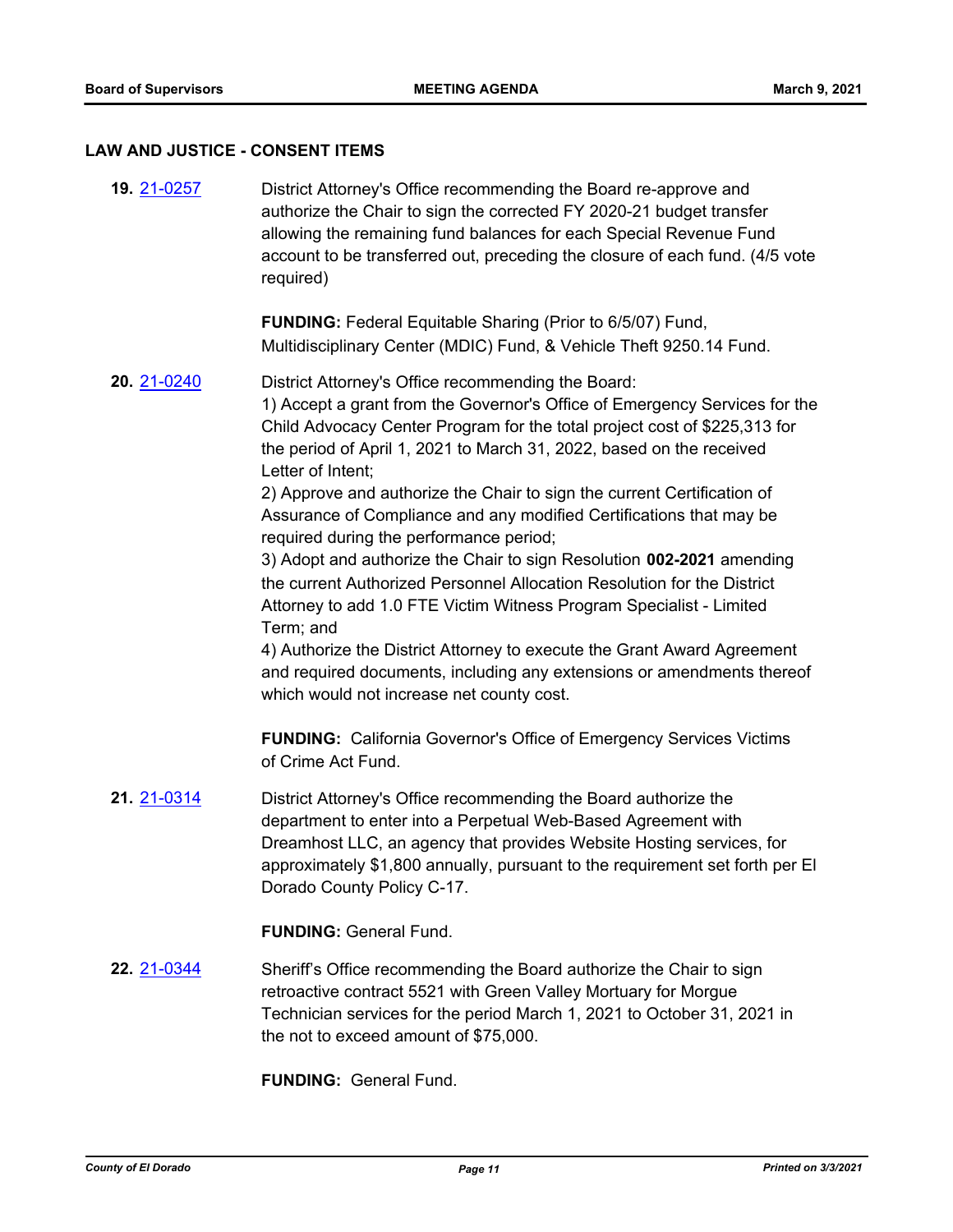## LAW AND JUSTICE - CONSENT ITEMS

**19.** 21-0257 District Attorney's Office recommending the Board re-approve and authorize the Chair to sign the corrected FY 2020-21 budget transfer allowing the remaining fund balances for each Special Revenue Fund account to be transferred out, preceding the closure of each fund. (4/5 vote required)

**FUNDING:** Federal Equitable Sharing (Prior to 6/5/07) Fund, Multidisciplinary Center (MDIC) Fund, & Vehicle Theft 9250.14 Fund.

**20.** 21-0240 District Attorney's Office recommending the Board:
1) Accept a grant from the Governor's Office of Emergency Services for the Child Advocacy Center Program for the total project cost of $225,313 for the period of April 1, 2021 to March 31, 2022, based on the received Letter of Intent;
2) Approve and authorize the Chair to sign the current Certification of Assurance of Compliance and any modified Certifications that may be required during the performance period;
3) Adopt and authorize the Chair to sign Resolution **002-2021** amending the current Authorized Personnel Allocation Resolution for the District Attorney to add 1.0 FTE Victim Witness Program Specialist - Limited Term; and
4) Authorize the District Attorney to execute the Grant Award Agreement and required documents, including any extensions or amendments thereof which would not increase net county cost.

**FUNDING:** California Governor's Office of Emergency Services Victims of Crime Act Fund.

**21.** 21-0314 District Attorney's Office recommending the Board authorize the department to enter into a Perpetual Web-Based Agreement with Dreamhost LLC, an agency that provides Website Hosting services, for approximately $1,800 annually, pursuant to the requirement set forth per El Dorado County Policy C-17.

**FUNDING:** General Fund.

**22.** 21-0344 Sheriff's Office recommending the Board authorize the Chair to sign retroactive contract 5521 with Green Valley Mortuary for Morgue Technician services for the period March 1, 2021 to October 31, 2021 in the not to exceed amount of $75,000.

**FUNDING:** General Fund.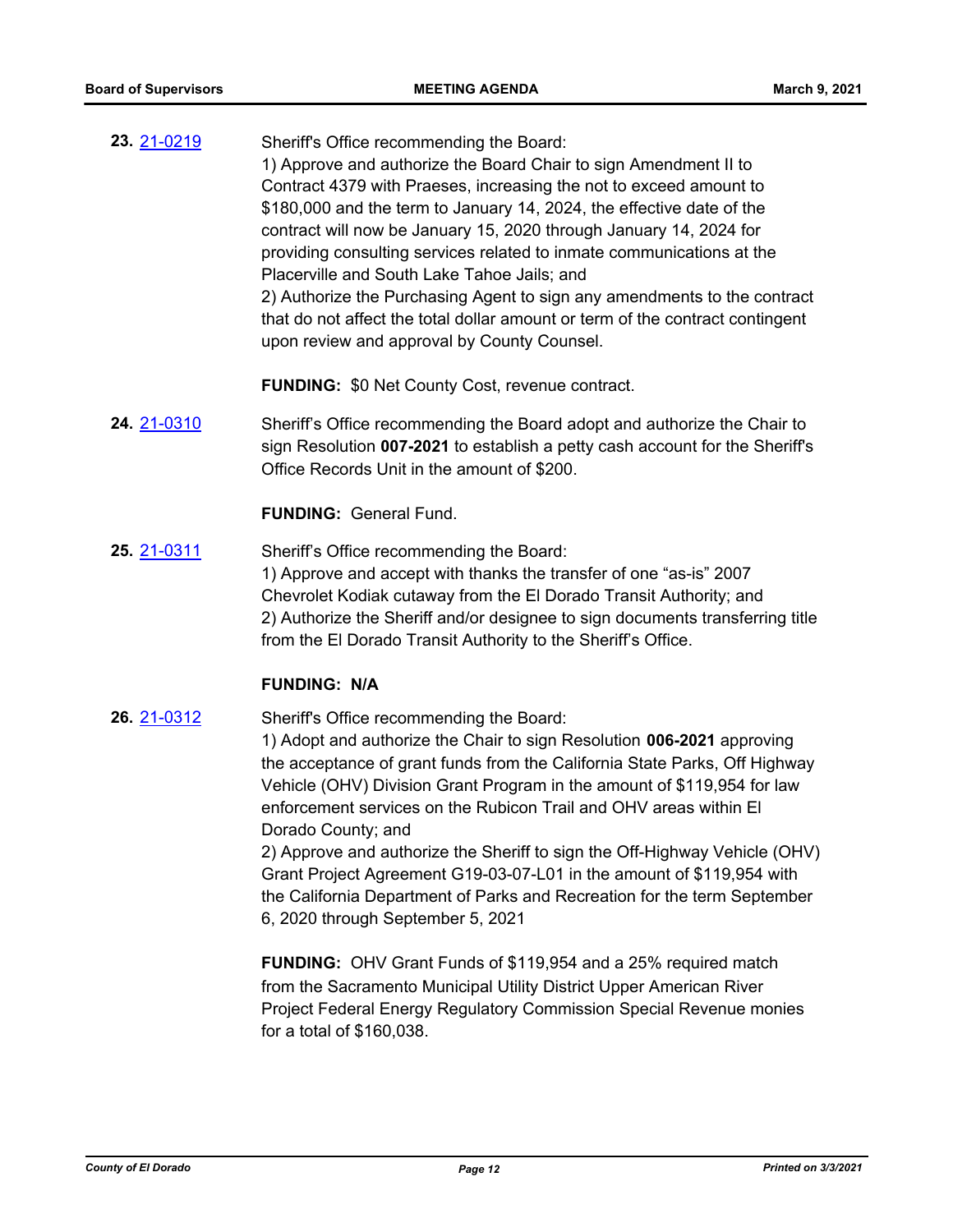**23.** 21-0219

Sheriff's Office recommending the Board:
1) Approve and authorize the Board Chair to sign Amendment II to Contract 4379 with Praeses, increasing the not to exceed amount to $180,000 and the term to January 14, 2024, the effective date of the contract will now be January 15, 2020 through January 14, 2024 for providing consulting services related to inmate communications at the Placerville and South Lake Tahoe Jails; and
2) Authorize the Purchasing Agent to sign any amendments to the contract that do not affect the total dollar amount or term of the contract contingent upon review and approval by County Counsel.

**FUNDING:** $0 Net County Cost, revenue contract.

**24.** 21-0310

Sheriff's Office recommending the Board adopt and authorize the Chair to sign Resolution **007-2021** to establish a petty cash account for the Sheriff's Office Records Unit in the amount of $200.

**FUNDING:** General Fund.

**25.** 21-0311

Sheriff's Office recommending the Board:
1) Approve and accept with thanks the transfer of one "as-is" 2007 Chevrolet Kodiak cutaway from the El Dorado Transit Authority; and
2) Authorize the Sheriff and/or designee to sign documents transferring title from the El Dorado Transit Authority to the Sheriff's Office.

**FUNDING: N/A**

**26.** 21-0312

Sheriff's Office recommending the Board:
1) Adopt and authorize the Chair to sign Resolution **006-2021** approving the acceptance of grant funds from the California State Parks, Off Highway Vehicle (OHV) Division Grant Program in the amount of $119,954 for law enforcement services on the Rubicon Trail and OHV areas within El Dorado County; and
2) Approve and authorize the Sheriff to sign the Off-Highway Vehicle (OHV) Grant Project Agreement G19-03-07-L01 in the amount of $119,954 with the California Department of Parks and Recreation for the term September 6, 2020 through September 5, 2021

**FUNDING:** OHV Grant Funds of $119,954 and a 25% required match from the Sacramento Municipal Utility District Upper American River Project Federal Energy Regulatory Commission Special Revenue monies for a total of $160,038.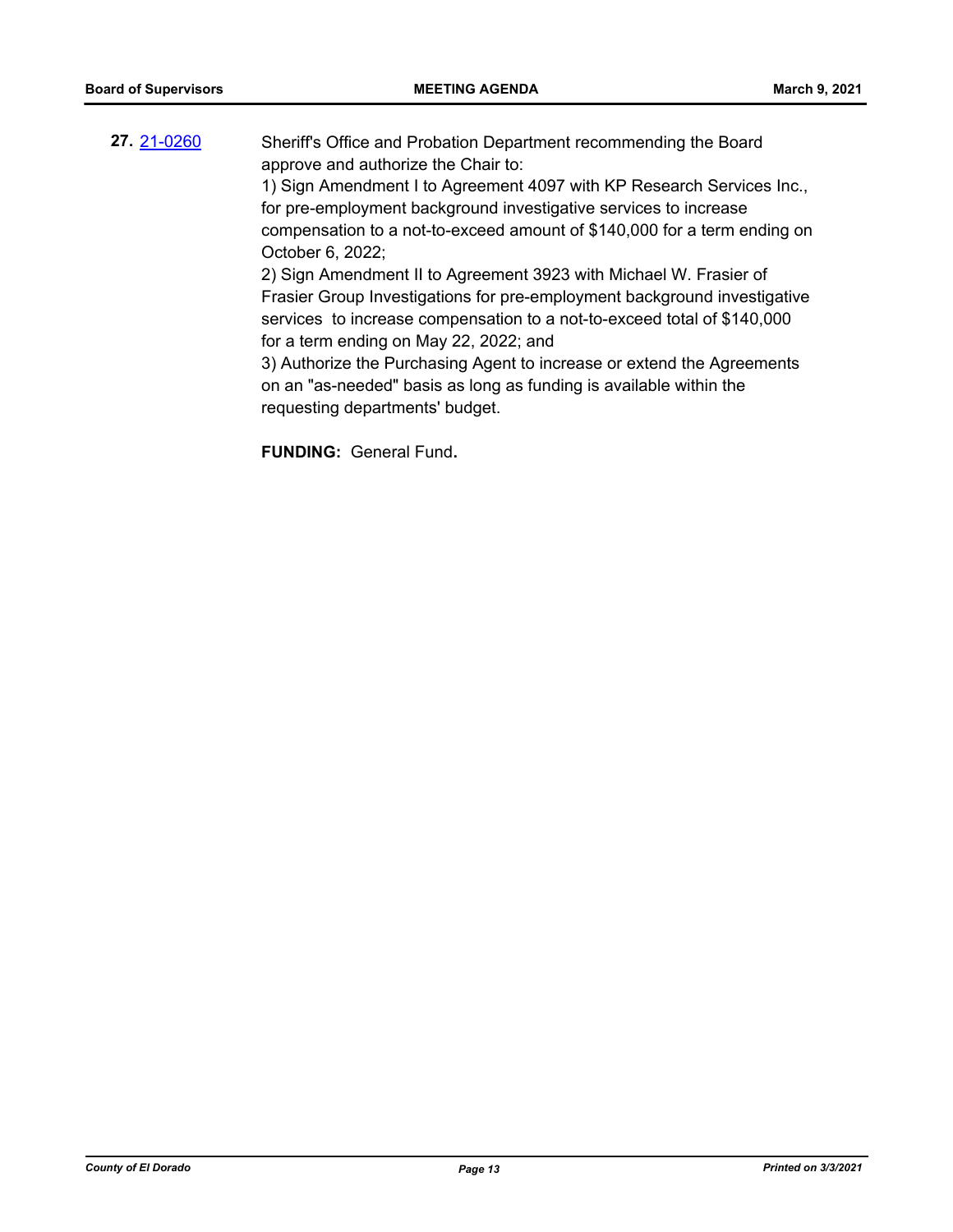**27.** 21-0260

Sheriff's Office and Probation Department recommending the Board approve and authorize the Chair to:

1) Sign Amendment I to Agreement 4097 with KP Research Services Inc., for pre-employment background investigative services to increase compensation to a not-to-exceed amount of $140,000 for a term ending on October 6, 2022;

2) Sign Amendment II to Agreement 3923 with Michael W. Frasier of Frasier Group Investigations for pre-employment background investigative services to increase compensation to a not-to-exceed total of $140,000 for a term ending on May 22, 2022; and

3) Authorize the Purchasing Agent to increase or extend the Agreements on an "as-needed" basis as long as funding is available within the requesting departments' budget.

**FUNDING:** General Fund.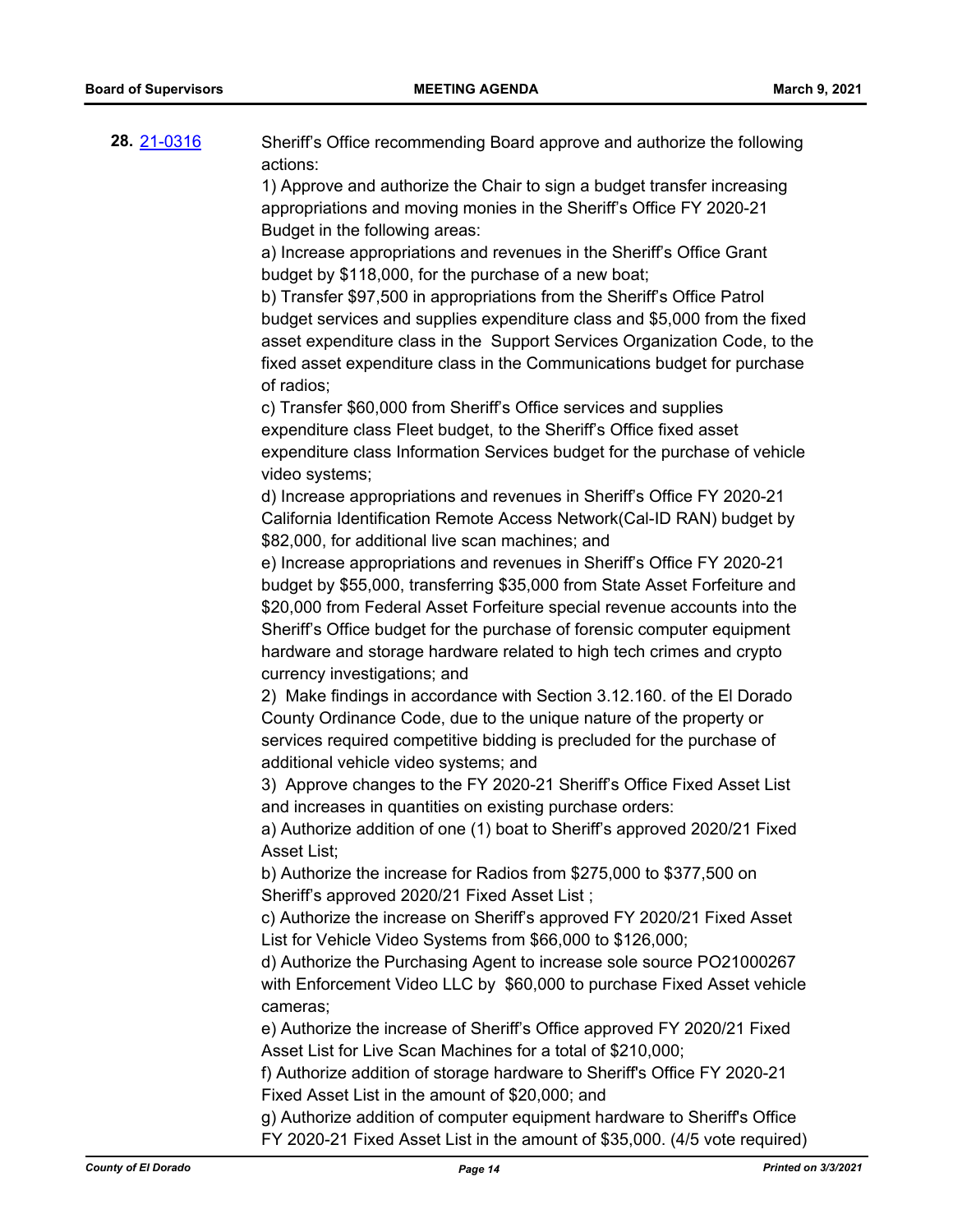**28.** [21-0316](21-0316)

Sheriff's Office recommending Board approve and authorize the following actions:

1) Approve and authorize the Chair to sign a budget transfer increasing appropriations and moving monies in the Sheriff's Office FY 2020-21 Budget in the following areas:

a) Increase appropriations and revenues in the Sheriff's Office Grant budget by $118,000, for the purchase of a new boat;

b) Transfer $97,500 in appropriations from the Sheriff's Office Patrol budget services and supplies expenditure class and $5,000 from the fixed asset expenditure class in the Support Services Organization Code, to the fixed asset expenditure class in the Communications budget for purchase of radios;

c) Transfer $60,000 from Sheriff's Office services and supplies expenditure class Fleet budget, to the Sheriff's Office fixed asset expenditure class Information Services budget for the purchase of vehicle video systems;

d) Increase appropriations and revenues in Sheriff's Office FY 2020-21 California Identification Remote Access Network(Cal-ID RAN) budget by $82,000, for additional live scan machines; and

e) Increase appropriations and revenues in Sheriff's Office FY 2020-21 budget by $55,000, transferring $35,000 from State Asset Forfeiture and $20,000 from Federal Asset Forfeiture special revenue accounts into the Sheriff's Office budget for the purchase of forensic computer equipment hardware and storage hardware related to high tech crimes and crypto currency investigations; and

2) Make findings in accordance with Section 3.12.160. of the El Dorado County Ordinance Code, due to the unique nature of the property or services required competitive bidding is precluded for the purchase of additional vehicle video systems; and

3) Approve changes to the FY 2020-21 Sheriff's Office Fixed Asset List and increases in quantities on existing purchase orders:

a) Authorize addition of one (1) boat to Sheriff's approved 2020/21 Fixed Asset List;

b) Authorize the increase for Radios from $275,000 to $377,500 on Sheriff's approved 2020/21 Fixed Asset List ;

c) Authorize the increase on Sheriff's approved FY 2020/21 Fixed Asset List for Vehicle Video Systems from $66,000 to $126,000;

d) Authorize the Purchasing Agent to increase sole source PO21000267 with Enforcement Video LLC by $60,000 to purchase Fixed Asset vehicle cameras;

e) Authorize the increase of Sheriff's Office approved FY 2020/21 Fixed Asset List for Live Scan Machines for a total of $210,000;

f) Authorize addition of storage hardware to Sheriff's Office FY 2020-21 Fixed Asset List in the amount of $20,000; and

g) Authorize addition of computer equipment hardware to Sheriff's Office FY 2020-21 Fixed Asset List in the amount of $35,000. (4/5 vote required)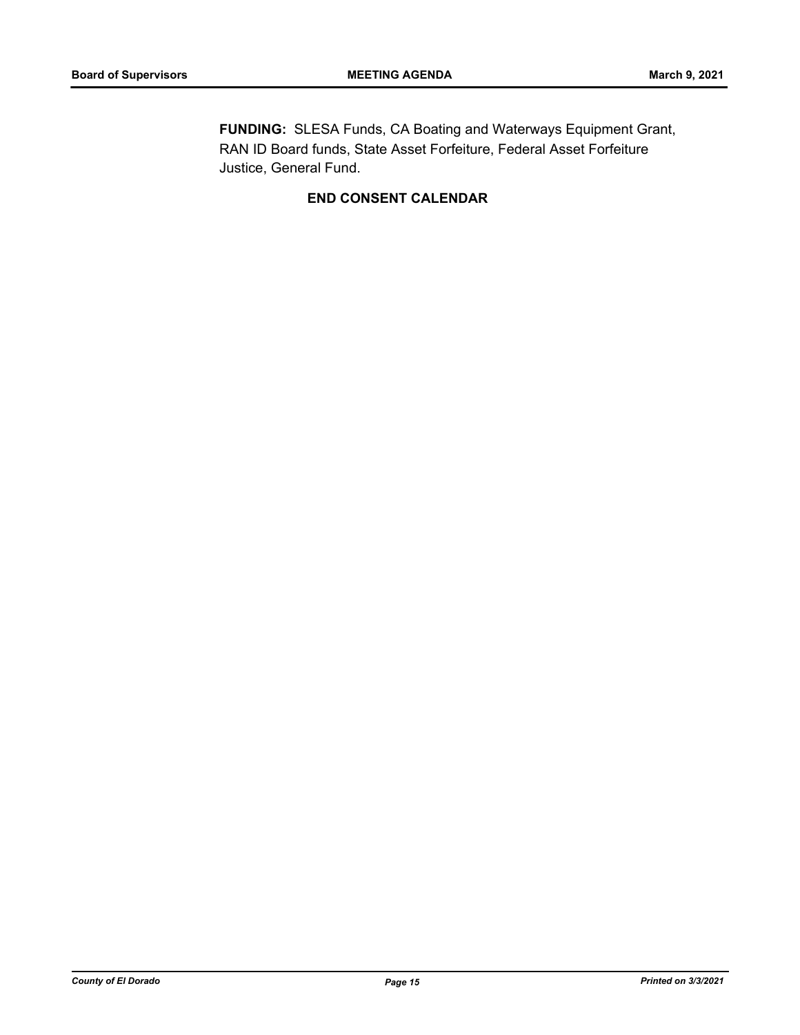**FUNDING:** SLESA Funds, CA Boating and Waterways Equipment Grant, RAN ID Board funds, State Asset Forfeiture, Federal Asset Forfeiture Justice, General Fund.

**END CONSENT CALENDAR**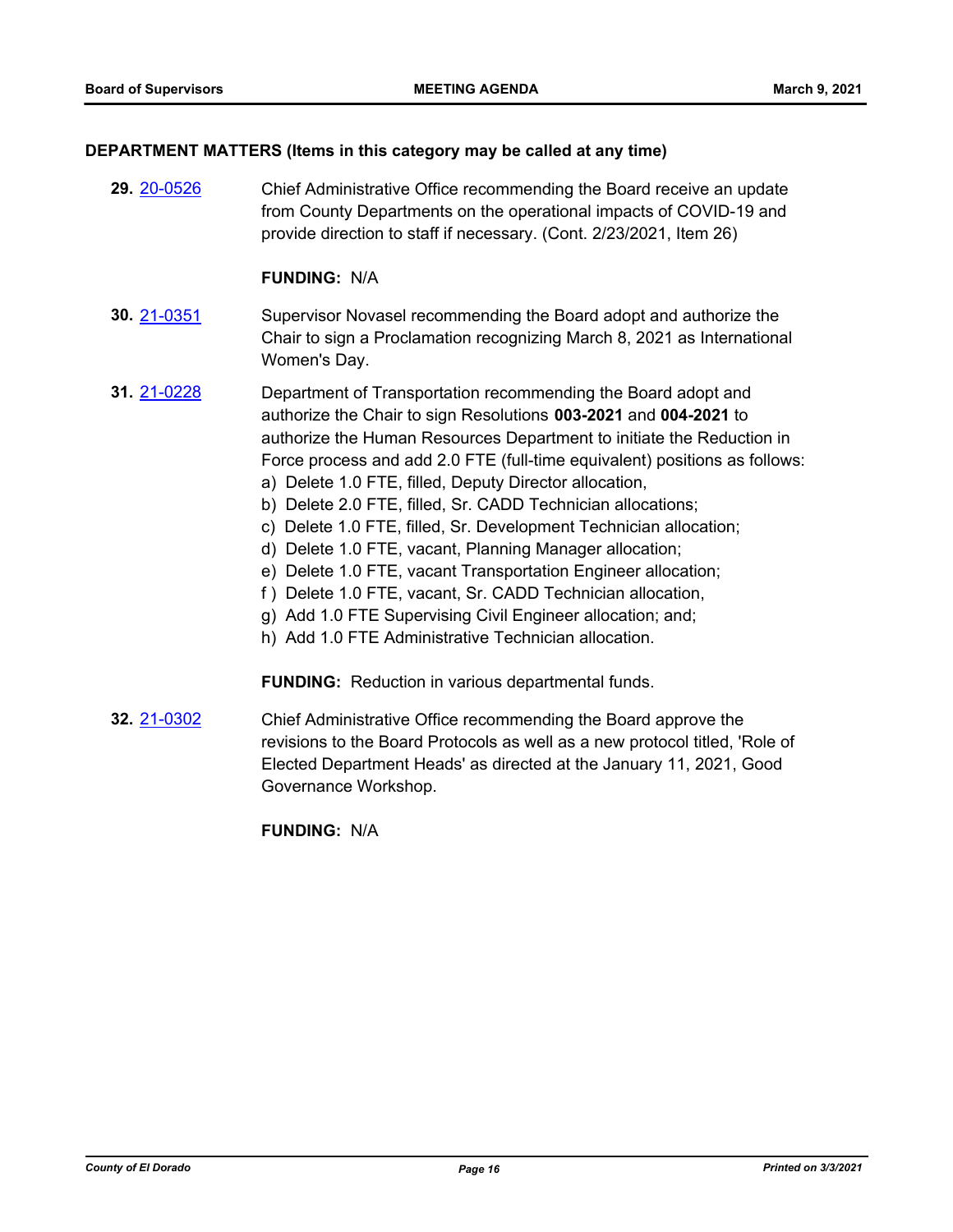## DEPARTMENT MATTERS (Items in this category may be called at any time)

**29.** 20-0526 Chief Administrative Office recommending the Board receive an update from County Departments on the operational impacts of COVID-19 and provide direction to staff if necessary. (Cont. 2/23/2021, Item 26)

**FUNDING:** N/A

**30.** 21-0351 Supervisor Novasel recommending the Board adopt and authorize the Chair to sign a Proclamation recognizing March 8, 2021 as International Women's Day.

**31.** 21-0228 Department of Transportation recommending the Board adopt and authorize the Chair to sign Resolutions **003-2021** and **004-2021** to authorize the Human Resources Department to initiate the Reduction in Force process and add 2.0 FTE (full-time equivalent) positions as follows:

a) Delete 1.0 FTE, filled, Deputy Director allocation,
b) Delete 2.0 FTE, filled, Sr. CADD Technician allocations;
c) Delete 1.0 FTE, filled, Sr. Development Technician allocation;
d) Delete 1.0 FTE, vacant, Planning Manager allocation;
e) Delete 1.0 FTE, vacant Transportation Engineer allocation;
f ) Delete 1.0 FTE, vacant, Sr. CADD Technician allocation,
g) Add 1.0 FTE Supervising Civil Engineer allocation; and;
h) Add 1.0 FTE Administrative Technician allocation.

**FUNDING:** Reduction in various departmental funds.

**32.** 21-0302 Chief Administrative Office recommending the Board approve the revisions to the Board Protocols as well as a new protocol titled, 'Role of Elected Department Heads' as directed at the January 11, 2021, Good Governance Workshop.

**FUNDING:** N/A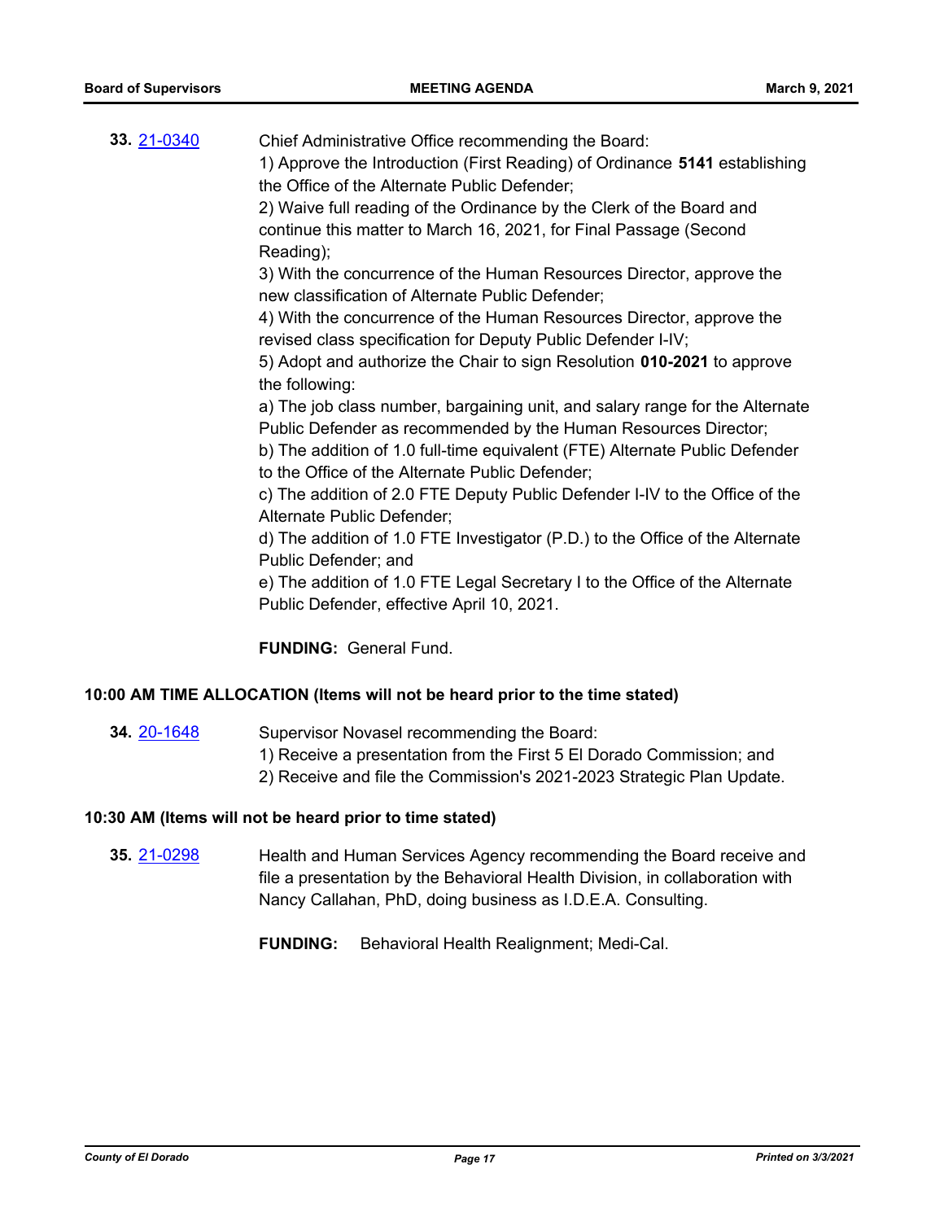**33.** 21-0340 Chief Administrative Office recommending the Board:

1) Approve the Introduction (First Reading) of Ordinance **5141** establishing the Office of the Alternate Public Defender;

2) Waive full reading of the Ordinance by the Clerk of the Board and continue this matter to March 16, 2021, for Final Passage (Second Reading);

3) With the concurrence of the Human Resources Director, approve the new classification of Alternate Public Defender;

4) With the concurrence of the Human Resources Director, approve the revised class specification for Deputy Public Defender I-IV;

5) Adopt and authorize the Chair to sign Resolution **010-2021** to approve the following:

a) The job class number, bargaining unit, and salary range for the Alternate Public Defender as recommended by the Human Resources Director;

b) The addition of 1.0 full-time equivalent (FTE) Alternate Public Defender to the Office of the Alternate Public Defender;

c) The addition of 2.0 FTE Deputy Public Defender I-IV to the Office of the Alternate Public Defender;

d) The addition of 1.0 FTE Investigator (P.D.) to the Office of the Alternate Public Defender; and

e) The addition of 1.0 FTE Legal Secretary I to the Office of the Alternate Public Defender, effective April 10, 2021.

**FUNDING:** General Fund.

## 10:00 AM TIME ALLOCATION (Items will not be heard prior to the time stated)

**34.** 20-1648 Supervisor Novasel recommending the Board:

1) Receive a presentation from the First 5 El Dorado Commission; and

2) Receive and file the Commission's 2021-2023 Strategic Plan Update.

## 10:30 AM (Items will not be heard prior to time stated)

**35.** 21-0298 Health and Human Services Agency recommending the Board receive and file a presentation by the Behavioral Health Division, in collaboration with Nancy Callahan, PhD, doing business as I.D.E.A. Consulting.

**FUNDING:** Behavioral Health Realignment; Medi-Cal.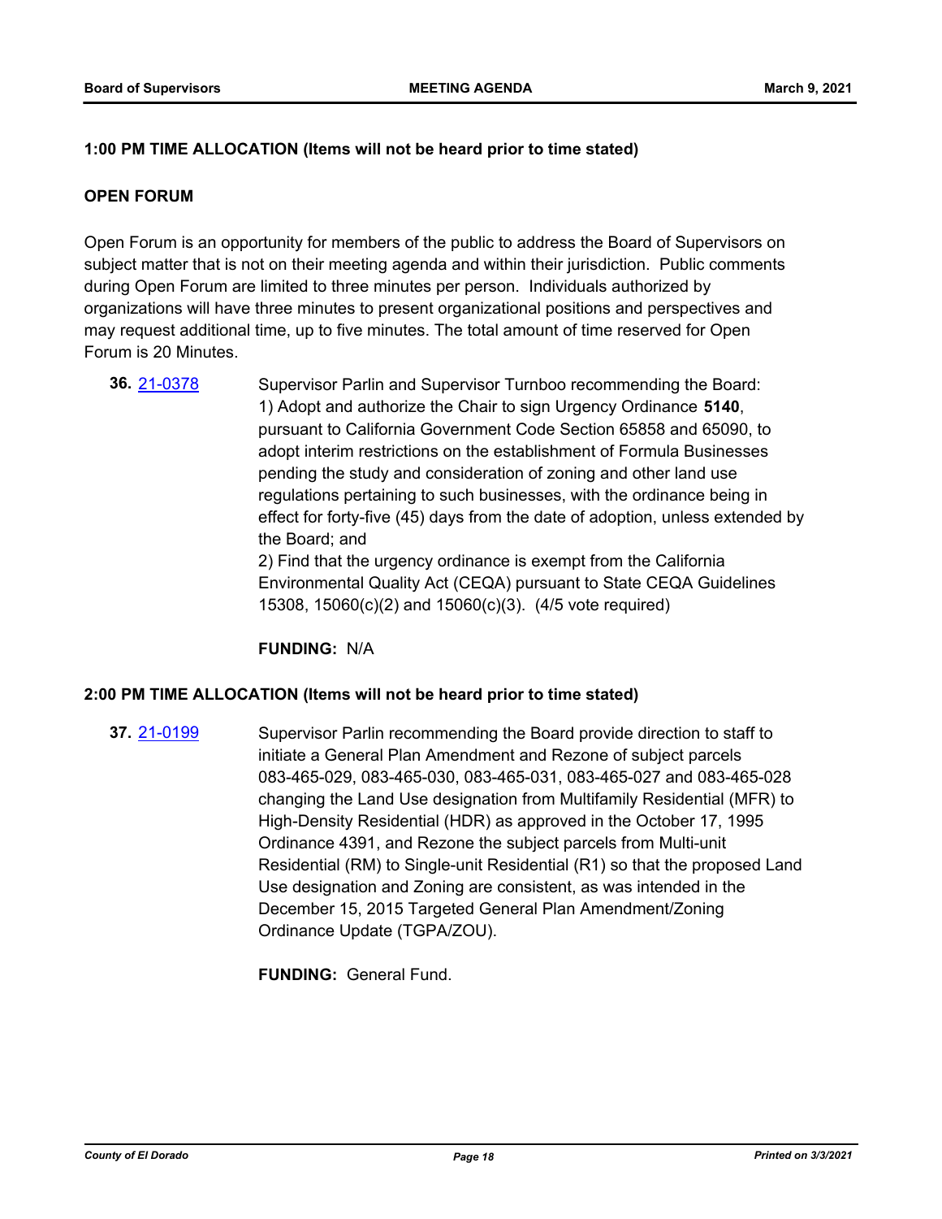**1:00 PM TIME ALLOCATION (Items will not be heard prior to time stated)**

**OPEN FORUM**

Open Forum is an opportunity for members of the public to address the Board of Supervisors on subject matter that is not on their meeting agenda and within their jurisdiction. Public comments during Open Forum are limited to three minutes per person. Individuals authorized by organizations will have three minutes to present organizational positions and perspectives and may request additional time, up to five minutes. The total amount of time reserved for Open Forum is 20 Minutes.

**36.** 21-0378 Supervisor Parlin and Supervisor Turnboo recommending the Board:
1) Adopt and authorize the Chair to sign Urgency Ordinance **5140**, pursuant to California Government Code Section 65858 and 65090, to adopt interim restrictions on the establishment of Formula Businesses pending the study and consideration of zoning and other land use regulations pertaining to such businesses, with the ordinance being in effect for forty-five (45) days from the date of adoption, unless extended by the Board; and
2) Find that the urgency ordinance is exempt from the California Environmental Quality Act (CEQA) pursuant to State CEQA Guidelines 15308, 15060(c)(2) and 15060(c)(3). (4/5 vote required)

**FUNDING:** N/A

**2:00 PM TIME ALLOCATION (Items will not be heard prior to time stated)**

**37.** 21-0199 Supervisor Parlin recommending the Board provide direction to staff to initiate a General Plan Amendment and Rezone of subject parcels 083-465-029, 083-465-030, 083-465-031, 083-465-027 and 083-465-028 changing the Land Use designation from Multifamily Residential (MFR) to High-Density Residential (HDR) as approved in the October 17, 1995 Ordinance 4391, and Rezone the subject parcels from Multi-unit Residential (RM) to Single-unit Residential (R1) so that the proposed Land Use designation and Zoning are consistent, as was intended in the December 15, 2015 Targeted General Plan Amendment/Zoning Ordinance Update (TGPA/ZOU).

**FUNDING:** General Fund.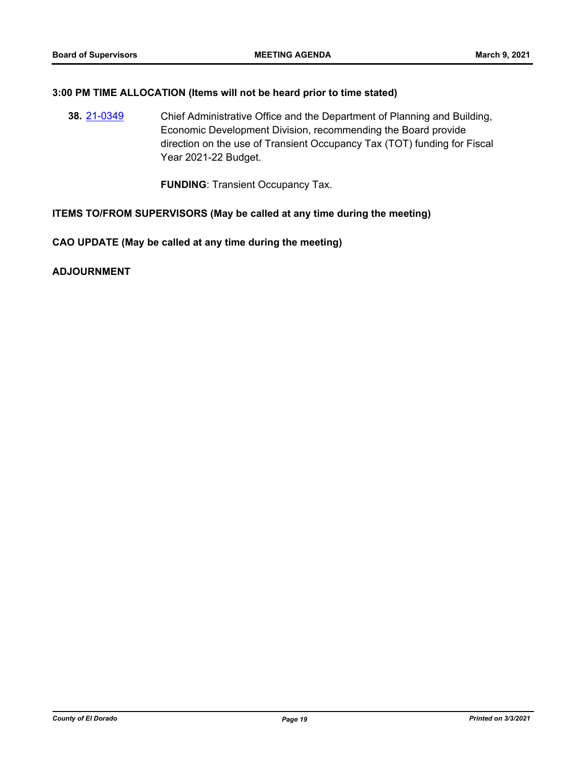**3:00 PM TIME ALLOCATION (Items will not be heard prior to time stated)**

**38.** 21-0349 Chief Administrative Office and the Department of Planning and Building, Economic Development Division, recommending the Board provide direction on the use of Transient Occupancy Tax (TOT) funding for Fiscal Year 2021-22 Budget.

**FUNDING**: Transient Occupancy Tax.

**ITEMS TO/FROM SUPERVISORS (May be called at any time during the meeting)**

**CAO UPDATE (May be called at any time during the meeting)**

**ADJOURNMENT**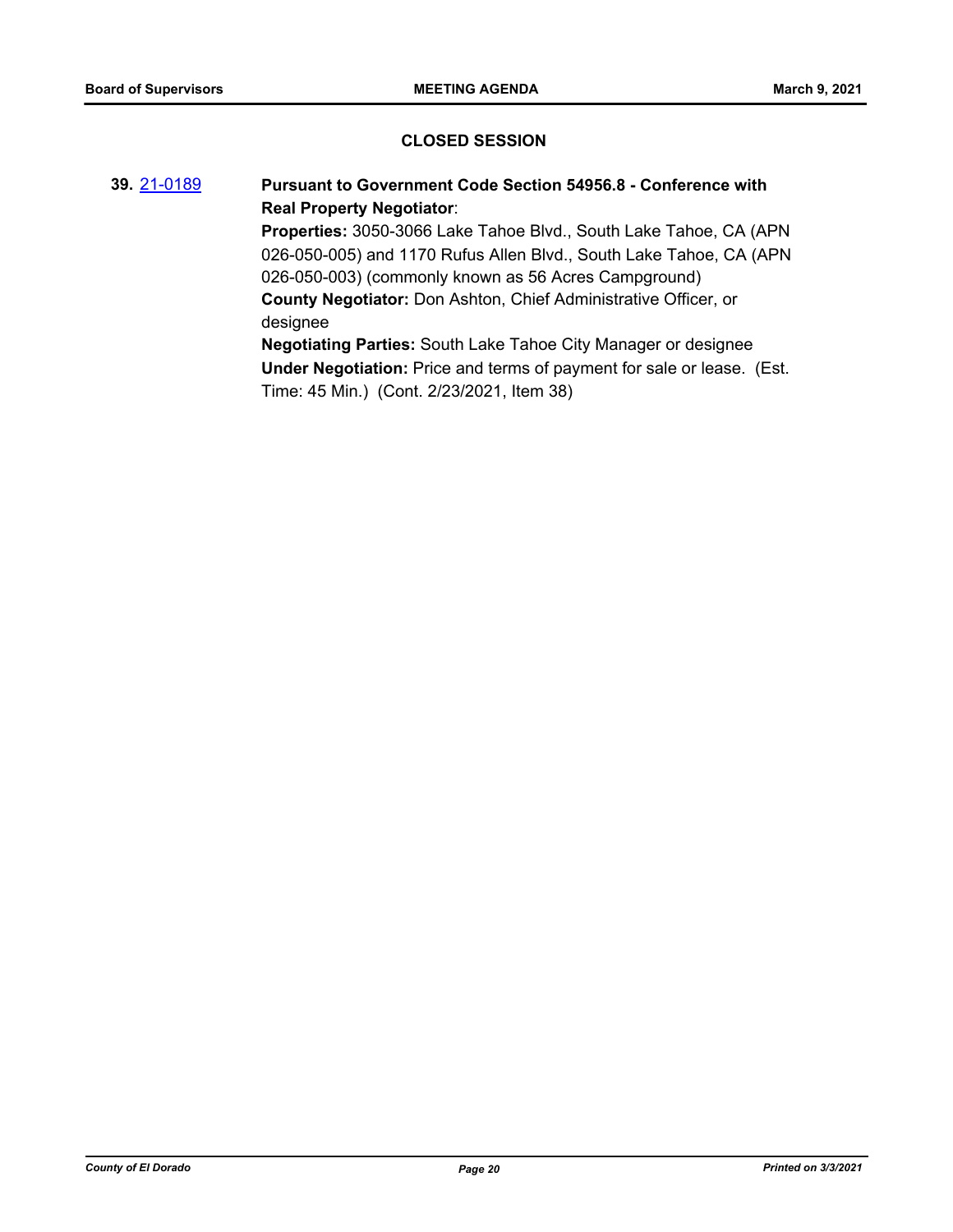## CLOSED SESSION

**39.** 21-0189 **Pursuant to Government Code Section 54956.8 - Conference with Real Property Negotiator**:

**Properties:** 3050-3066 Lake Tahoe Blvd., South Lake Tahoe, CA (APN 026-050-005) and 1170 Rufus Allen Blvd., South Lake Tahoe, CA (APN 026-050-003) (commonly known as 56 Acres Campground)

**County Negotiator:** Don Ashton, Chief Administrative Officer, or designee

**Negotiating Parties:** South Lake Tahoe City Manager or designee

**Under Negotiation:** Price and terms of payment for sale or lease. (Est. Time: 45 Min.) (Cont. 2/23/2021, Item 38)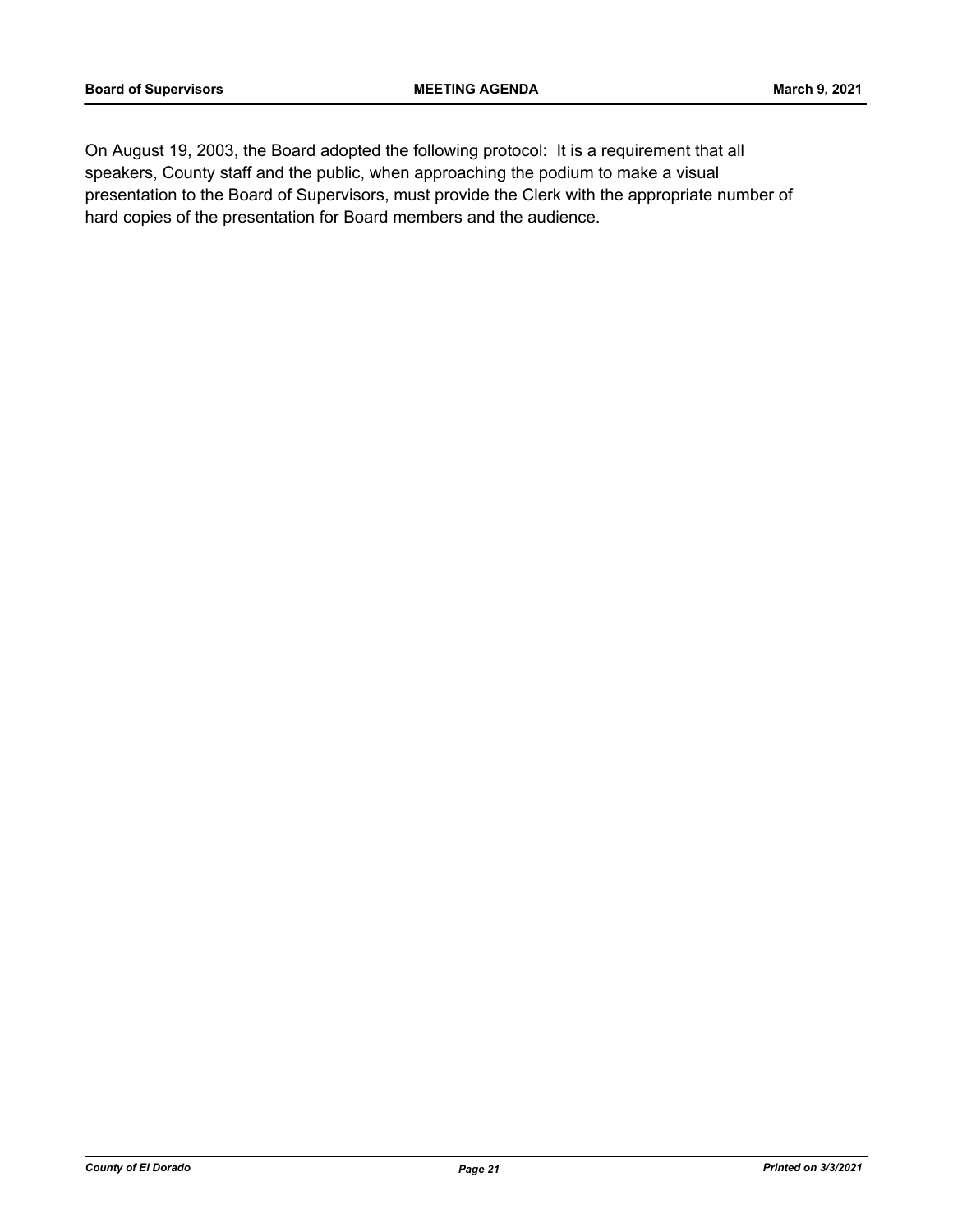On August 19, 2003, the Board adopted the following protocol: It is a requirement that all speakers, County staff and the public, when approaching the podium to make a visual presentation to the Board of Supervisors, must provide the Clerk with the appropriate number of hard copies of the presentation for Board members and the audience.